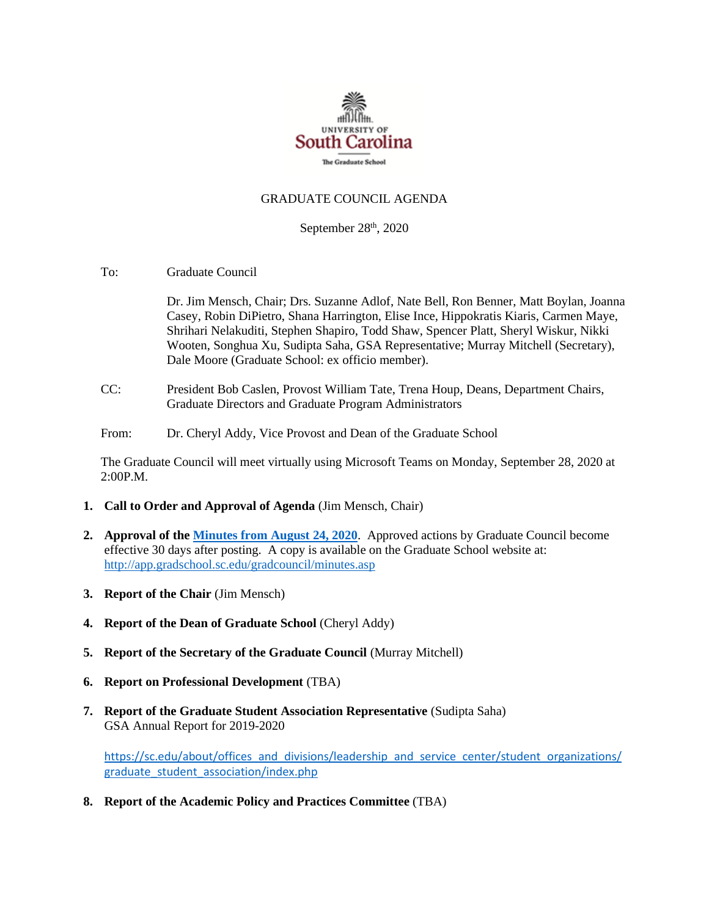UNIVERSITY OF
South Carolina
The Graduate School

GRADUATE COUNCIL AGENDA

September 28th, 2020

To: Graduate Council

Dr. Jim Mensch, Chair; Drs. Suzanne Adlof, Nate Bell, Ron Benner, Matt Boylan, Joanna Casey, Robin DiPietro, Shana Harrington, Elise Ince, Hippokratis Kiaris, Carmen Maye, Shrihari Nelakuditi, Stephen Shapiro, Todd Shaw, Spencer Platt, Sheryl Wiskur, Nikki Wooten, Songhua Xu, Sudipta Saha, GSA Representative; Murray Mitchell (Secretary), Dale Moore (Graduate School: ex officio member).

CC: President Bob Caslen, Provost William Tate, Trena Houp, Deans, Department Chairs, Graduate Directors and Graduate Program Administrators

From: Dr. Cheryl Addy, Vice Provost and Dean of the Graduate School

The Graduate Council will meet virtually using Microsoft Teams on Monday, September 28, 2020 at 2:00P.M.

1. **Call to Order and Approval of Agenda** (Jim Mensch, Chair)

2. **Approval of the [Minutes from August 24, 2020](http://app.gradschool.sc.edu/gradcouncil/minutes.asp)**. Approved actions by Graduate Council become effective 30 days after posting. A copy is available on the Graduate School website at: http://app.gradschool.sc.edu/gradcouncil/minutes.asp

3. **Report of the Chair** (Jim Mensch)

4. **Report of the Dean of Graduate School** (Cheryl Addy)

5. **Report of the Secretary of the Graduate Council** (Murray Mitchell)

6. **Report on Professional Development** (TBA)

7. **Report of the Graduate Student Association Representative** (Sudipta Saha)
   GSA Annual Report for 2019-2020

   https://sc.edu/about/offices_and_divisions/leadership_and_service_center/student_organizations/graduate_student_association/index.php

8. **Report of the Academic Policy and Practices Committee** (TBA)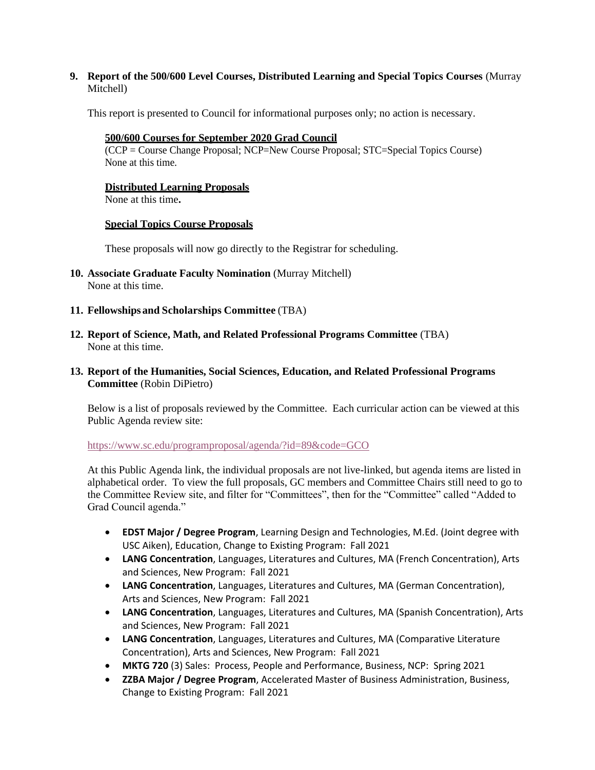**9. Report of the 500/600 Level Courses, Distributed Learning and Special Topics Courses** (Murray Mitchell)

This report is presented to Council for informational purposes only; no action is necessary.

**500/600 Courses for September 2020 Grad Council**
(CCP = Course Change Proposal; NCP=New Course Proposal; STC=Special Topics Course)
None at this time.

**Distributed Learning Proposals**
None at this time**.**

**Special Topics Course Proposals**

These proposals will now go directly to the Registrar for scheduling.

**10. Associate Graduate Faculty Nomination** (Murray Mitchell)
None at this time.

**11. Fellowships and Scholarships Committee** (TBA)

**12. Report of Science, Math, and Related Professional Programs Committee** (TBA)
None at this time.

**13. Report of the Humanities, Social Sciences, Education, and Related Professional Programs Committee** (Robin DiPietro)

Below is a list of proposals reviewed by the Committee. Each curricular action can be viewed at this Public Agenda review site:

https://www.sc.edu/programproposal/agenda/?id=89&code=GCO

At this Public Agenda link, the individual proposals are not live-linked, but agenda items are listed in alphabetical order. To view the full proposals, GC members and Committee Chairs still need to go to the Committee Review site, and filter for "Committees", then for the "Committee" called "Added to Grad Council agenda."

- **EDST Major / Degree Program**, Learning Design and Technologies, M.Ed. (Joint degree with USC Aiken), Education, Change to Existing Program: Fall 2021
- **LANG Concentration**, Languages, Literatures and Cultures, MA (French Concentration), Arts and Sciences, New Program: Fall 2021
- **LANG Concentration**, Languages, Literatures and Cultures, MA (German Concentration), Arts and Sciences, New Program: Fall 2021
- **LANG Concentration**, Languages, Literatures and Cultures, MA (Spanish Concentration), Arts and Sciences, New Program: Fall 2021
- **LANG Concentration**, Languages, Literatures and Cultures, MA (Comparative Literature Concentration), Arts and Sciences, New Program: Fall 2021
- **MKTG 720** (3) Sales: Process, People and Performance, Business, NCP: Spring 2021
- **ZZBA Major / Degree Program**, Accelerated Master of Business Administration, Business, Change to Existing Program: Fall 2021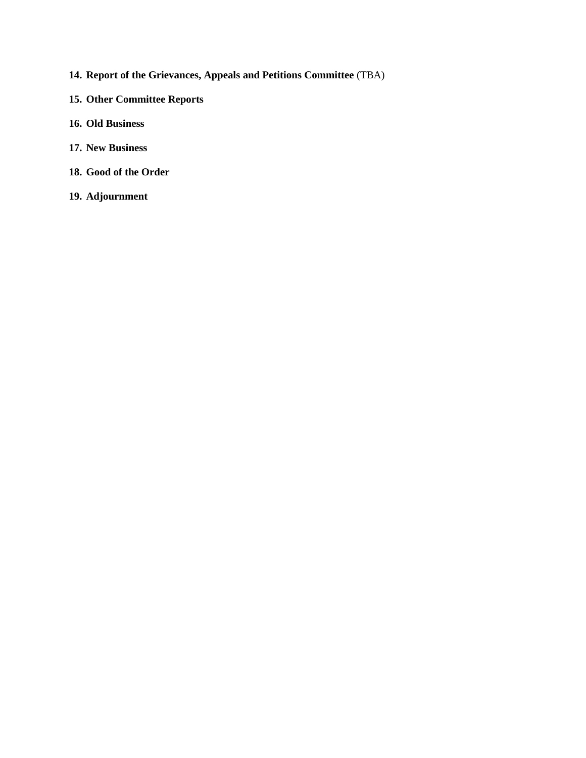14. **Report of the Grievances, Appeals and Petitions Committee** (TBA)

15. **Other Committee Reports**

16. **Old Business**

17. **New Business**

18. **Good of the Order**

19. **Adjournment**